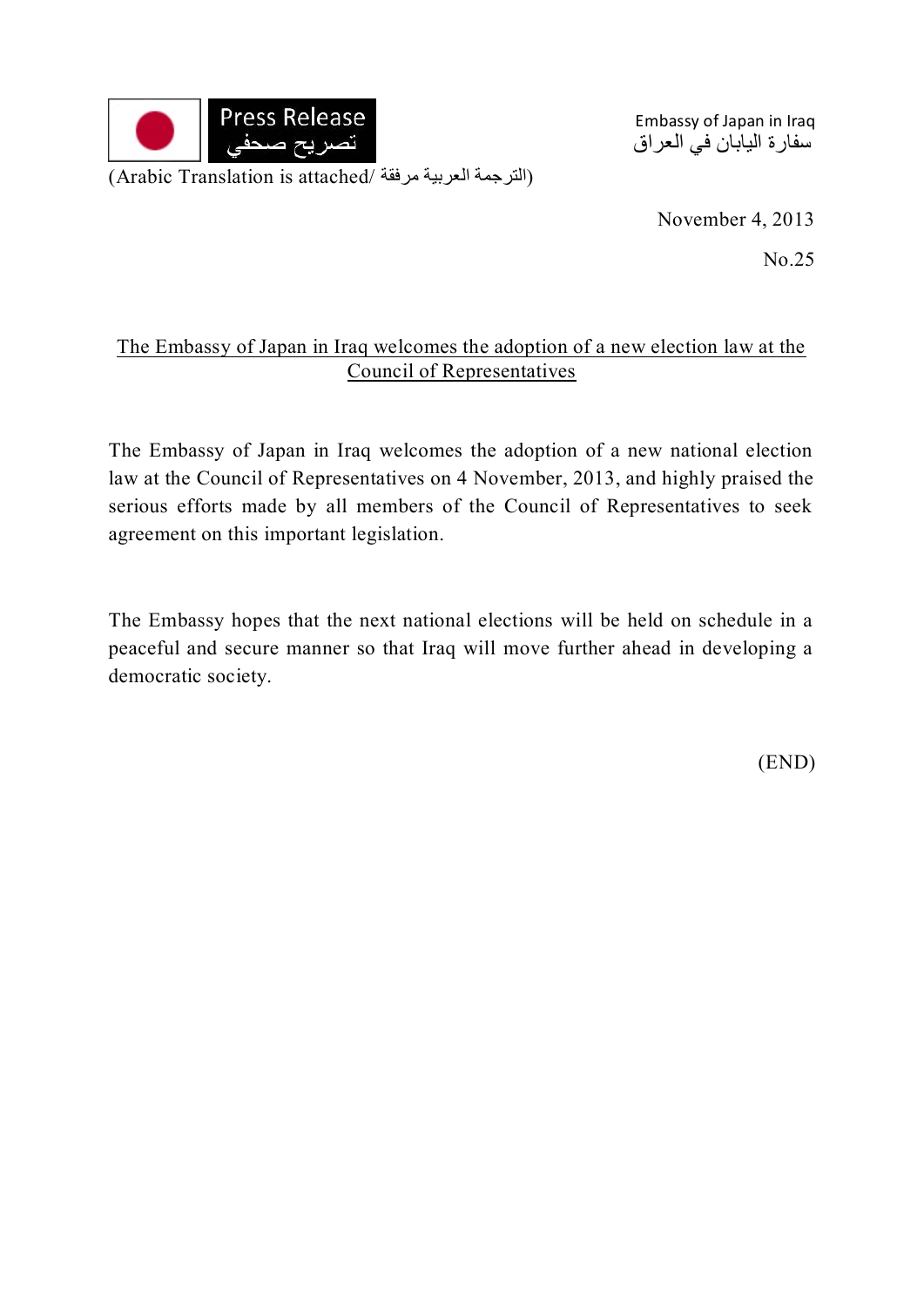Press Release
تصريح صحفي

Embassy of Japan in Iraq
سفارة اليابان في العراق

(Arabic Translation is attached/ الترجمة العربية مرفقة)

November 4, 2013

No.25

## The Embassy of Japan in Iraq welcomes the adoption of a new election law at the Council of Representatives

The Embassy of Japan in Iraq welcomes the adoption of a new national election law at the Council of Representatives on 4 November, 2013, and highly praised the serious efforts made by all members of the Council of Representatives to seek agreement on this important legislation.

The Embassy hopes that the next national elections will be held on schedule in a peaceful and secure manner so that Iraq will move further ahead in developing a democratic society.

(END)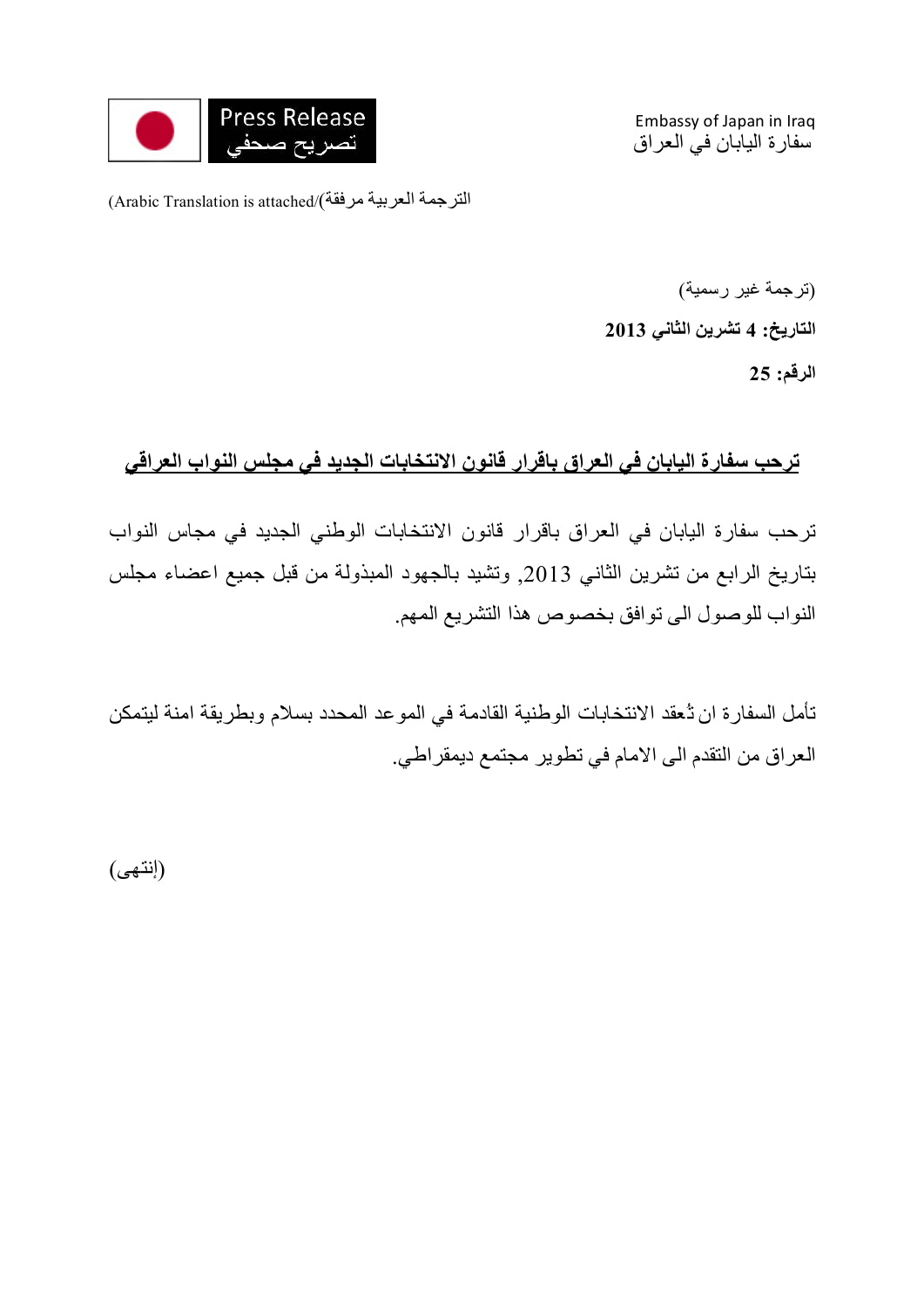Press Release
تصريح صحفي

Embassy of Japan in Iraq
سفارة اليابان في العراق

(Arabic Translation is attached/الترجمة العربية مرفقة)

(ترجمة غير رسمية)

**التاريخ: 4 تشرين الثاني 2013**

**الرقم: 25**

## **ترحب سفارة اليابان في العراق باقرار قانون الانتخابات الجديد في مجلس النواب العراقي**

ترحب سفارة اليابان في العراق باقرار قانون الانتخابات الوطني الجديد في مجاس النواب بتاريخ الرابع من تشرين الثاني 2013, وتشيد بالجهود المبذولة من قبل جميع اعضاء مجلس النواب للوصول الى توافق بخصوص هذا التشريع المهم.

تأمل السفارة ان تُعقد الانتخابات الوطنية القادمة في الموعد المحدد بسلام وبطريقة امنة ليتمكن العراق من التقدم الى الامام في تطوير مجتمع ديمقراطي.

(إنتهى)